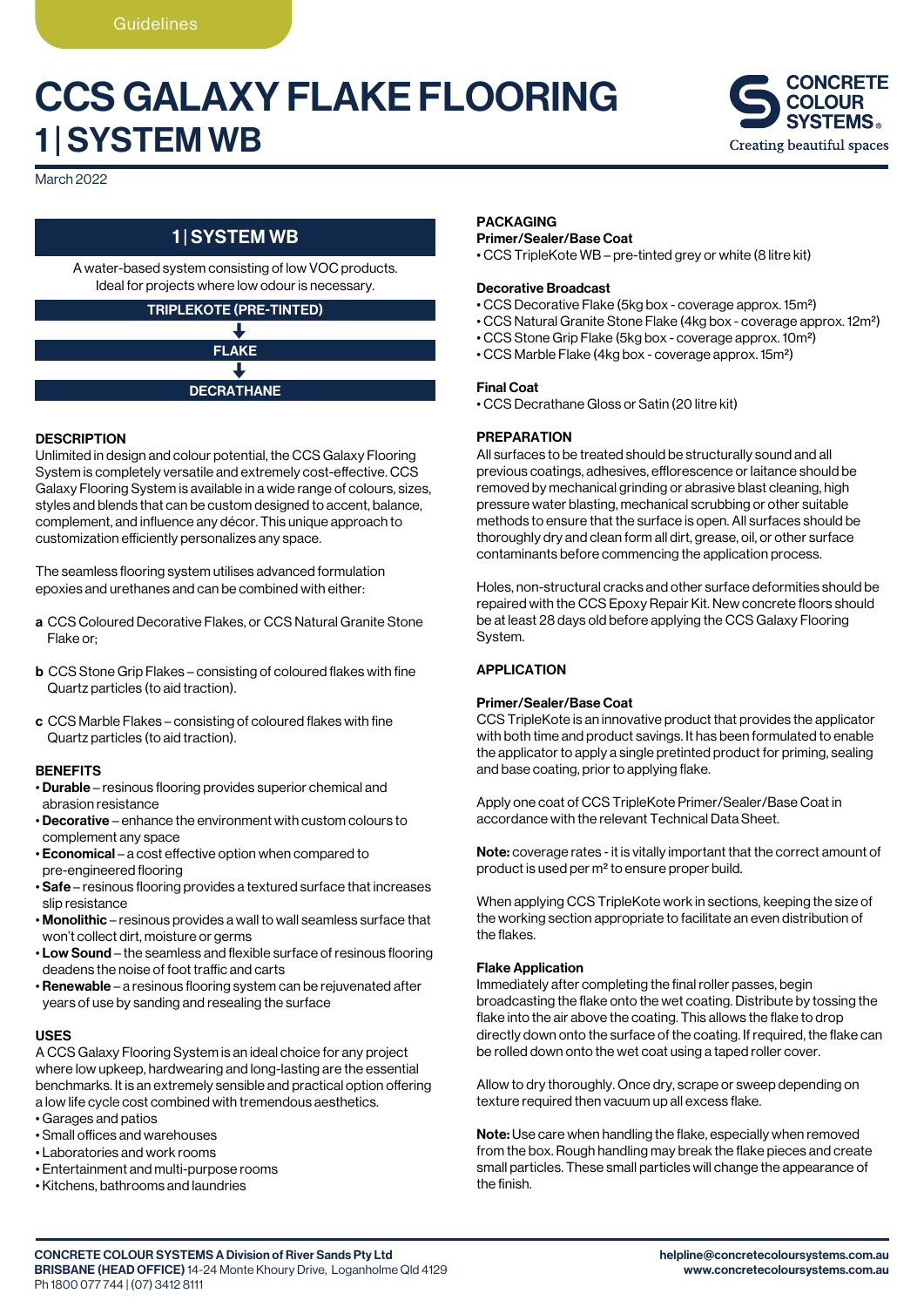Guidelines

# CCS GALAXY FLAKE FLOORING
## 1 | SYSTEM WB

CONCRETE COLOUR SYSTEMS
Creating beautiful spaces

March 2022

### 1 | SYSTEM WB

A water-based system consisting of low VOC products. Ideal for projects where low odour is necessary.

**TRIPLEKOTE (PRE-TINTED)**
↓
**FLAKE**
↓
**DECRATHANE**

### DESCRIPTION

Unlimited in design and colour potential, the CCS Galaxy Flooring System is completely versatile and extremely cost-effective. CCS Galaxy Flooring System is available in a wide range of colours, sizes, styles and blends that can be custom designed to accent, balance, complement, and influence any décor. This unique approach to customization efficiently personalizes any space.

The seamless flooring system utilises advanced formulation epoxies and urethanes and can be combined with either:

**a** CCS Coloured Decorative Flakes, or CCS Natural Granite Stone Flake or;

**b** CCS Stone Grip Flakes – consisting of coloured flakes with fine Quartz particles (to aid traction).

**c** CCS Marble Flakes – consisting of coloured flakes with fine Quartz particles (to aid traction).

### BENEFITS

- **Durable** – resinous flooring provides superior chemical and abrasion resistance
- **Decorative** – enhance the environment with custom colours to complement any space
- **Economical** – a cost effective option when compared to pre-engineered flooring
- **Safe** – resinous flooring provides a textured surface that increases slip resistance
- **Monolithic** – resinous provides a wall to wall seamless surface that won't collect dirt, moisture or germs
- **Low Sound** – the seamless and flexible surface of resinous flooring deadens the noise of foot traffic and carts
- **Renewable** – a resinous flooring system can be rejuvenated after years of use by sanding and resealing the surface

### USES

A CCS Galaxy Flooring System is an ideal choice for any project where low upkeep, hardwearing and long-lasting are the essential benchmarks. It is an extremely sensible and practical option offering a low life cycle cost combined with tremendous aesthetics.

- Garages and patios
- Small offices and warehouses
- Laboratories and work rooms
- Entertainment and multi-purpose rooms
- Kitchens, bathrooms and laundries

### PACKAGING

**Primer/Sealer/Base Coat**

- CCS TripleKote WB – pre-tinted grey or white (8 litre kit)

**Decorative Broadcast**

- CCS Decorative Flake (5kg box - coverage approx. 15m²)
- CCS Natural Granite Stone Flake (4kg box - coverage approx. 12m²)
- CCS Stone Grip Flake (5kg box - coverage approx. 10m²)
- CCS Marble Flake (4kg box - coverage approx. 15m²)

**Final Coat**

- CCS Decrathane Gloss or Satin (20 litre kit)

### PREPARATION

All surfaces to be treated should be structurally sound and all previous coatings, adhesives, efflorescence or laitance should be removed by mechanical grinding or abrasive blast cleaning, high pressure water blasting, mechanical scrubbing or other suitable methods to ensure that the surface is open. All surfaces should be thoroughly dry and clean form all dirt, grease, oil, or other surface contaminants before commencing the application process.

Holes, non-structural cracks and other surface deformities should be repaired with the CCS Epoxy Repair Kit. New concrete floors should be at least 28 days old before applying the CCS Galaxy Flooring System.

### APPLICATION

**Primer/Sealer/Base Coat**

CCS TripleKote is an innovative product that provides the applicator with both time and product savings. It has been formulated to enable the applicator to apply a single pretinted product for priming, sealing and base coating, prior to applying flake.

Apply one coat of CCS TripleKote Primer/Sealer/Base Coat in accordance with the relevant Technical Data Sheet.

**Note:** coverage rates - it is vitally important that the correct amount of product is used per m² to ensure proper build.

When applying CCS TripleKote work in sections, keeping the size of the working section appropriate to facilitate an even distribution of the flakes.

**Flake Application**

Immediately after completing the final roller passes, begin broadcasting the flake onto the wet coating. Distribute by tossing the flake into the air above the coating. This allows the flake to drop directly down onto the surface of the coating. If required, the flake can be rolled down onto the wet coat using a taped roller cover.

Allow to dry thoroughly. Once dry, scrape or sweep depending on texture required then vacuum up all excess flake.

**Note:** Use care when handling the flake, especially when removed from the box. Rough handling may break the flake pieces and create small particles. These small particles will change the appearance of the finish.

**CONCRETE COLOUR SYSTEMS A Division of River Sands Pty Ltd**
**BRISBANE (HEAD OFFICE)** 14-24 Monte Khoury Drive, Loganholme Qld 4129
Ph 1800 077 744 | (07) 3412 8111

**helpline@concretecoloursystems.com.au**
**www.concretecoloursystems.com.au**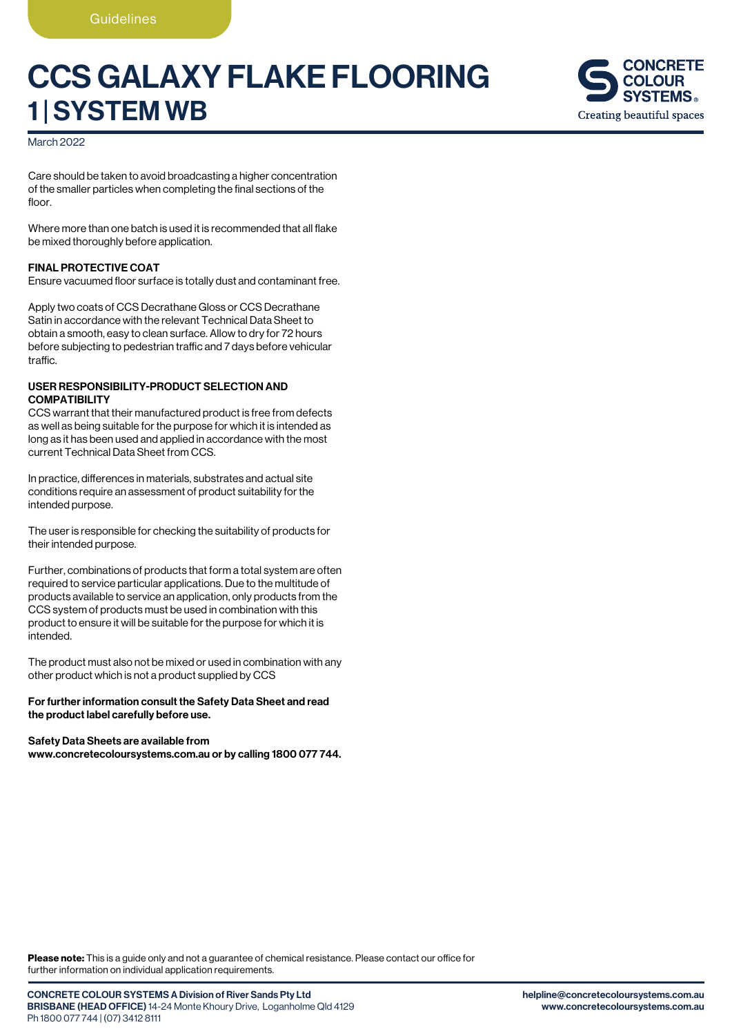Care should be taken to avoid broadcasting a higher concentration of the smaller particles when completing the final sections of the floor.

Where more than one batch is used it is recommended that all flake be mixed thoroughly before application.

**FINAL PROTECTIVE COAT**

Ensure vacuumed floor surface is totally dust and contaminant free.

Apply two coats of CCS Decrathane Gloss or CCS Decrathane Satin in accordance with the relevant Technical Data Sheet to obtain a smooth, easy to clean surface. Allow to dry for 72 hours before subjecting to pedestrian traffic and 7 days before vehicular traffic.

**USER RESPONSIBILITY-PRODUCT SELECTION AND COMPATIBILITY**

CCS warrant that their manufactured product is free from defects as well as being suitable for the purpose for which it is intended as long as it has been used and applied in accordance with the most current Technical Data Sheet from CCS.

In practice, differences in materials, substrates and actual site conditions require an assessment of product suitability for the intended purpose.

The user is responsible for checking the suitability of products for their intended purpose.

Further, combinations of products that form a total system are often required to service particular applications. Due to the multitude of products available to service an application, only products from the CCS system of products must be used in combination with this product to ensure it will be suitable for the purpose for which it is intended.

The product must also not be mixed or used in combination with any other product which is not a product supplied by CCS

**For further information consult the Safety Data Sheet and read the product label carefully before use.**

**Safety Data Sheets are available from www.concretecoloursystems.com.au or by calling 1800 077 744.**

**Please note:** This is a guide only and not a guarantee of chemical resistance. Please contact our office for further information on individual application requirements.